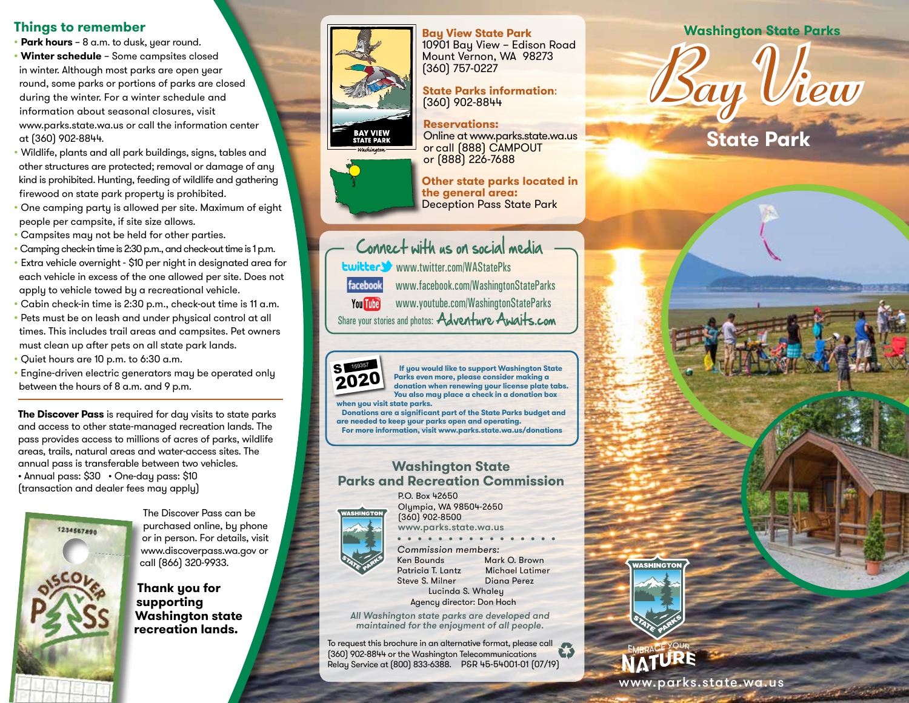## Things to remember

- **Park hours** – 8 a.m. to dusk, year round.
- **Winter schedule** – Some campsites closed in winter. Although most parks are open year round, some parks or portions of parks are closed during the winter. For a winter schedule and information about seasonal closures, visit www.parks.state.wa.us or call the information center at (360) 902-8844.
- Wildlife, plants and all park buildings, signs, tables and other structures are protected; removal or damage of any kind is prohibited. Hunting, feeding of wildlife and gathering firewood on state park property is prohibited.
- One camping party is allowed per site. Maximum of eight people per campsite, if site size allows.
- Campsites may not be held for other parties.
- Camping check-in time is 2:30 p.m., and check-out time is 1 p.m.
- Extra vehicle overnight - $10 per night in designated area for each vehicle in excess of the one allowed per site. Does not apply to vehicle towed by a recreational vehicle.
- Cabin check-in time is 2:30 p.m., check-out time is 11 a.m.
- Pets must be on leash and under physical control at all times. This includes trail areas and campsites. Pet owners must clean up after pets on all state park lands.
- Quiet hours are 10 p.m. to 6:30 a.m.
- Engine-driven electric generators may be operated only between the hours of 8 a.m. and 9 p.m.

**The Discover Pass** is required for day visits to state parks and access to other state-managed recreation lands. The pass provides access to millions of acres of parks, wildlife areas, trails, natural areas and water-access sites. The annual pass is transferable between two vehicles.
• Annual pass: $30 • One-day pass: $10
(transaction and dealer fees may apply)

The Discover Pass can be purchased online, by phone or in person. For details, visit www.discoverpass.wa.gov or call (866) 320-9933.

**Thank you for supporting Washington state recreation lands.**

**Bay View State Park**
10901 Bay View – Edison Road
Mount Vernon, WA 98273
(360) 757-0227

**State Parks information:**
(360) 902-8844

**Reservations:**
Online at www.parks.state.wa.us
or call (888) CAMPOUT
or (888) 226-7688

**Other state parks located in the general area:**
Deception Pass State Park

### Connect with us on social media

twitter: www.twitter.com/WAStatePks
facebook: www.facebook.com/WashingtonStateParks
YouTube: www.youtube.com/WashingtonStateParks
Share your stories and photos: AdventureAwaits.com

**If you would like to support Washington State Parks even more, please consider making a donation when renewing your license plate tabs. You also may place a check in a donation box when you visit state parks.**
**Donations are a significant part of the State Parks budget and are needed to keep your parks open and operating.**
**For more information, visit www.parks.state.wa.us/donations**

## Washington State Parks and Recreation Commission

P.O. Box 42650
Olympia, WA 98504-2650
(360) 902-8500
www.parks.state.wa.us

*Commission members:*
Ken Bounds, Mark O. Brown, Patricia T. Lantz, Michael Latimer, Steve S. Milner, Diana Perez, Lucinda S. Whaley
Agency director: Don Hoch

*All Washington state parks are developed and maintained for the enjoyment of all people.*

To request this brochure in an alternative format, please call (360) 902-8844 or the Washington Telecommunications Relay Service at (800) 833-6388. P&R 45-54001-01 (07/19)

# Washington State Parks
# Bay View
## State Park

Embrace Your Nature
www.parks.state.wa.us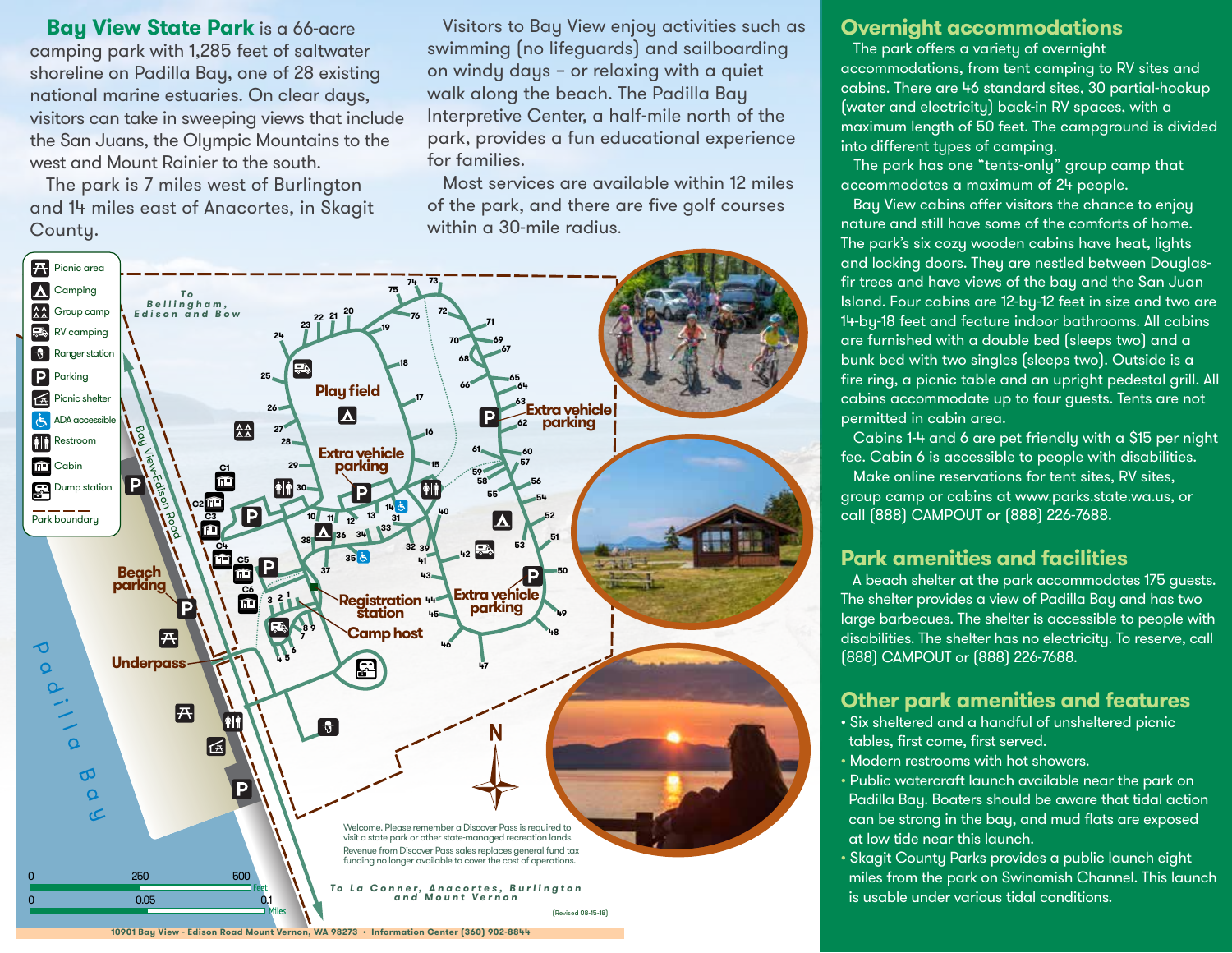**Bay View State Park** is a 66-acre camping park with 1,285 feet of saltwater shoreline on Padilla Bay, one of 28 existing national marine estuaries. On clear days, visitors can take in sweeping views that include the San Juans, the Olympic Mountains to the west and Mount Rainier to the south.

The park is 7 miles west of Burlington and 14 miles east of Anacortes, in Skagit County.

Visitors to Bay View enjoy activities such as swimming (no lifeguards) and sailboarding on windy days – or relaxing with a quiet walk along the beach. The Padilla Bay Interpretive Center, a half-mile north of the park, provides a fun educational experience for families.

Most services are available within 12 miles of the park, and there are five golf courses within a 30-mile radius.

Picnic area
Camping
Group camp
RV camping
Ranger station
Parking
Picnic shelter
ADA accessible
Restroom
Cabin
Dump station
Park boundary

To Bellingham, Edison and Bow
Play field
Extra vehicle parking
Extra vehicle parking
Extra vehicle parking
Beach parking
Registration station
Camp host
Underpass
Bay View-Edison Road
Padilla Bay
N
To La Conner, Anacortes, Burlington and Mount Vernon

0 250 500 Feet
0 0.05 0.1 Miles

Welcome. Please remember a Discover Pass is required to visit a state park or other state-managed recreation lands. Revenue from Discover Pass sales replaces general fund tax funding no longer available to cover the cost of operations.

(Revised 08-15-18)

10901 Bay View - Edison Road Mount Vernon, WA 98273 • Information Center (360) 902-8844

## Overnight accommodations

The park offers a variety of overnight accommodations, from tent camping to RV sites and cabins. There are 46 standard sites, 30 partial-hookup (water and electricity) back-in RV spaces, with a maximum length of 50 feet. The campground is divided into different types of camping.

The park has one "tents-only" group camp that accommodates a maximum of 24 people.

Bay View cabins offer visitors the chance to enjoy nature and still have some of the comforts of home. The park's six cozy wooden cabins have heat, lights and locking doors. They are nestled between Douglas-fir trees and have views of the bay and the San Juan Island. Four cabins are 12-by-12 feet in size and two are 14-by-18 feet and feature indoor bathrooms. All cabins are furnished with a double bed (sleeps two) and a bunk bed with two singles (sleeps two). Outside is a fire ring, a picnic table and an upright pedestal grill. All cabins accommodate up to four guests. Tents are not permitted in cabin area.

Cabins 1-4 and 6 are pet friendly with a $15 per night fee. Cabin 6 is accessible to people with disabilities.

Make online reservations for tent sites, RV sites, group camp or cabins at www.parks.state.wa.us, or call (888) CAMPOUT or (888) 226-7688.

## Park amenities and facilities

A beach shelter at the park accommodates 175 guests. The shelter provides a view of Padilla Bay and has two large barbecues. The shelter is accessible to people with disabilities. The shelter has no electricity. To reserve, call (888) CAMPOUT or (888) 226-7688.

## Other park amenities and features

- Six sheltered and a handful of unsheltered picnic tables, first come, first served.
- Modern restrooms with hot showers.
- Public watercraft launch available near the park on Padilla Bay. Boaters should be aware that tidal action can be strong in the bay, and mud flats are exposed at low tide near this launch.
- Skagit County Parks provides a public launch eight miles from the park on Swinomish Channel. This launch is usable under various tidal conditions.